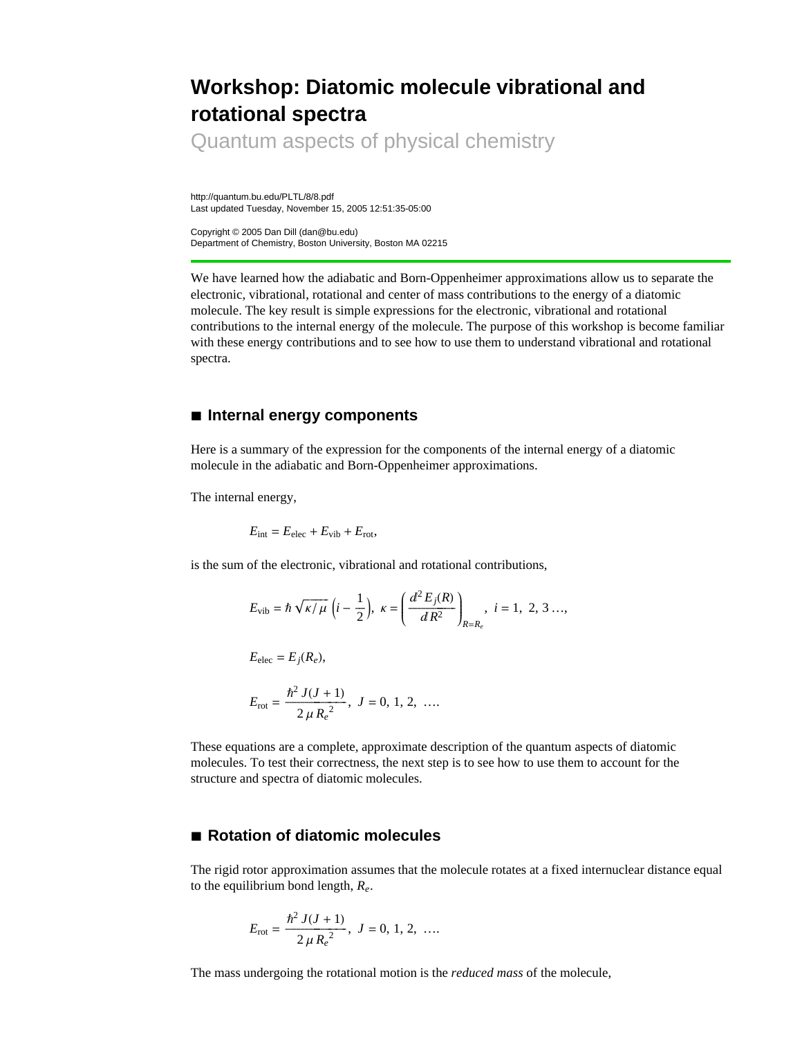# Workshop: Diatomic molecule vibrational and rotational spectra

Quantum aspects of physical chemistry

http://quantum.bu.edu/PLTL/8/8.pdf
Last updated Tuesday, November 15, 2005 12:51:35-05:00

Copyright © 2005 Dan Dill (dan@bu.edu)
Department of Chemistry, Boston University, Boston MA 02215

---

We have learned how the adiabatic and Born-Oppenheimer approximations allow us to separate the electronic, vibrational, rotational and center of mass contributions to the energy of a diatomic molecule. The key result is simple expressions for the electronic, vibrational and rotational contributions to the internal energy of the molecule. The purpose of this workshop is become familiar with these energy contributions and to see how to use them to understand vibrational and rotational spectra.

## ■ Internal energy components

Here is a summary of the expression for the components of the internal energy of a diatomic molecule in the adiabatic and Born-Oppenheimer approximations.

The internal energy,

$$E_{\text{int}} = E_{\text{elec}} + E_{\text{vib}} + E_{\text{rot}},$$

is the sum of the electronic, vibrational and rotational contributions,

$$E_{\text{vib}} = \hbar \sqrt{\kappa / \mu} \left( i - \frac{1}{2} \right), \ \kappa = \left( \frac{d^2 E_j(R)}{d R^2} \right)_{R=R_e}, \ i = 1, \ 2, \ 3 \ldots,$$

$$E_{\text{elec}} = E_j(R_e),$$

$$E_{\text{rot}} = \frac{\hbar^2 J(J+1)}{2 \mu R_e^2}, \ J = 0, 1, 2, \ \ldots.$$

These equations are a complete, approximate description of the quantum aspects of diatomic molecules. To test their correctness, the next step is to see how to use them to account for the structure and spectra of diatomic molecules.

## ■ Rotation of diatomic molecules

The rigid rotor approximation assumes that the molecule rotates at a fixed internuclear distance equal to the equilibrium bond length, $R_e$.

$$E_{\text{rot}} = \frac{\hbar^2 J(J+1)}{2 \mu R_e^2}, \ J = 0, 1, 2, \ \ldots.$$

The mass undergoing the rotational motion is the *reduced mass* of the molecule,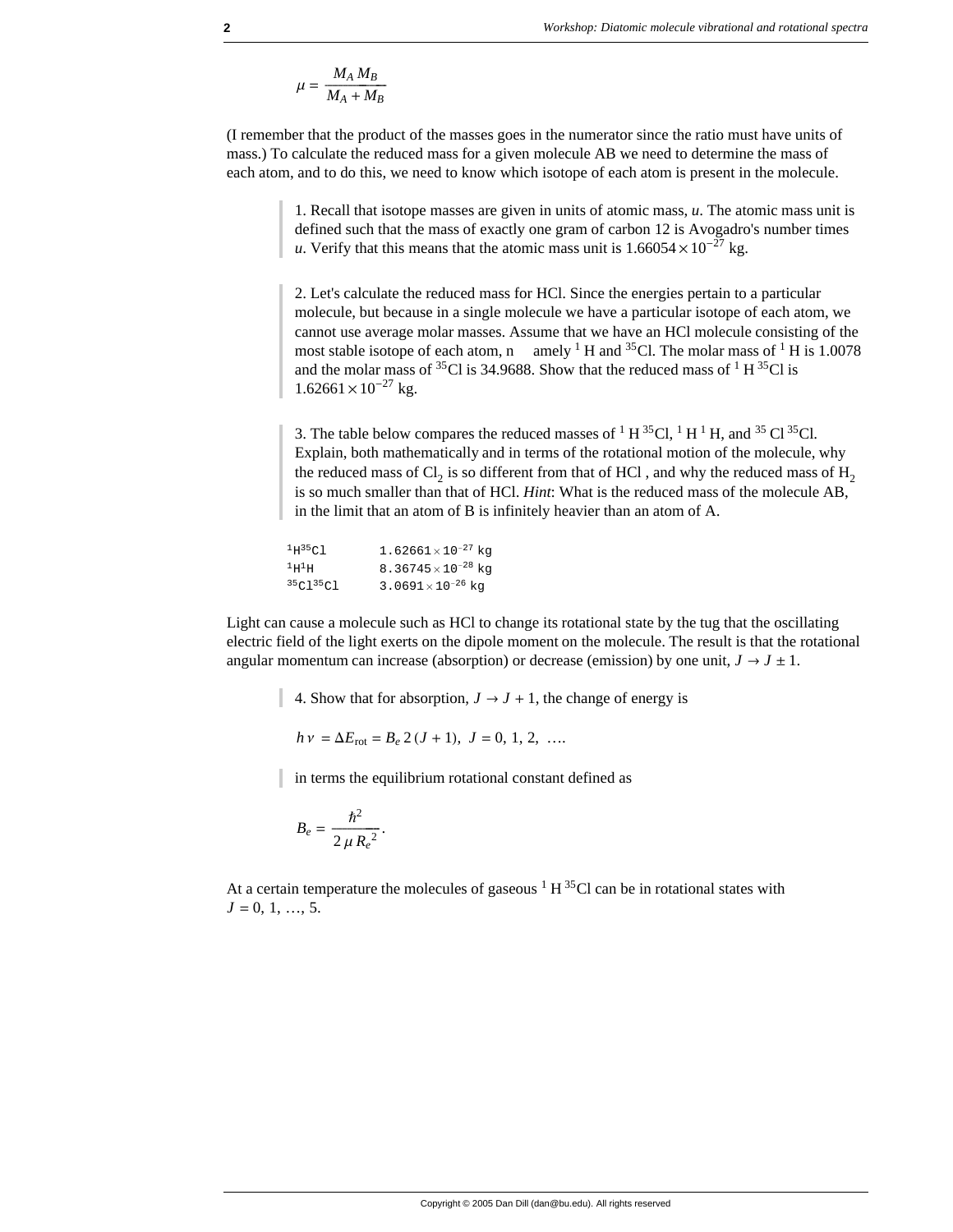$$\mu = \frac{M_A M_B}{M_A + M_B}$$

(I remember that the product of the masses goes in the numerator since the ratio must have units of mass.) To calculate the reduced mass for a given molecule AB we need to determine the mass of each atom, and to do this, we need to know which isotope of each atom is present in the molecule.

> 1. Recall that isotope masses are given in units of atomic mass, *u*. The atomic mass unit is defined such that the mass of exactly one gram of carbon 12 is Avogadro's number times *u*. Verify that this means that the atomic mass unit is $1.66054 \times 10^{-27}$ kg.

> 2. Let's calculate the reduced mass for HCl. Since the energies pertain to a particular molecule, but because in a single molecule we have a particular isotope of each atom, we cannot use average molar masses. Assume that we have an HCl molecule consisting of the most stable isotope of each atom, namely $^{1}H$ and $^{35}Cl$. The molar mass of $^{1}H$ is 1.0078 and the molar mass of $^{35}Cl$ is 34.9688. Show that the reduced mass of $^{1}H\,^{35}Cl$ is $1.62661 \times 10^{-27}$ kg.

> 3. The table below compares the reduced masses of $^{1}H\,^{35}Cl$, $^{1}H\,^{1}H$, and $^{35}Cl\,^{35}Cl$. Explain, both mathematically and in terms of the rotational motion of the molecule, why the reduced mass of $Cl_2$ is so different from that of HCl , and why the reduced mass of $H_2$ is so much smaller than that of HCl. *Hint*: What is the reduced mass of the molecule AB, in the limit that an atom of B is infinitely heavier than an atom of A.

| | |
|---|---|
| $^{1}H^{35}Cl$ | $1.62661 \times 10^{-27}$ kg |
| $^{1}H^{1}H$ | $8.36745 \times 10^{-28}$ kg |
| $^{35}Cl^{35}Cl$ | $3.0691 \times 10^{-26}$ kg |

Light can cause a molecule such as HCl to change its rotational state by the tug that the oscillating electric field of the light exerts on the dipole moment on the molecule. The result is that the rotational angular momentum can increase (absorption) or decrease (emission) by one unit, $J \to J \pm 1$.

> 4. Show that for absorption, $J \to J + 1$, the change of energy is

$$h\nu = \Delta E_{\text{rot}} = B_e\, 2\,(J + 1), \; J = 0, 1, 2, \ldots.$$

> in terms the equilibrium rotational constant defined as

$$B_e = \frac{\hbar^2}{2\,\mu\,R_e^{\,2}}.$$

At a certain temperature the molecules of gaseous $^{1}H\,^{35}Cl$ can be in rotational states with $J = 0, 1, \ldots, 5$.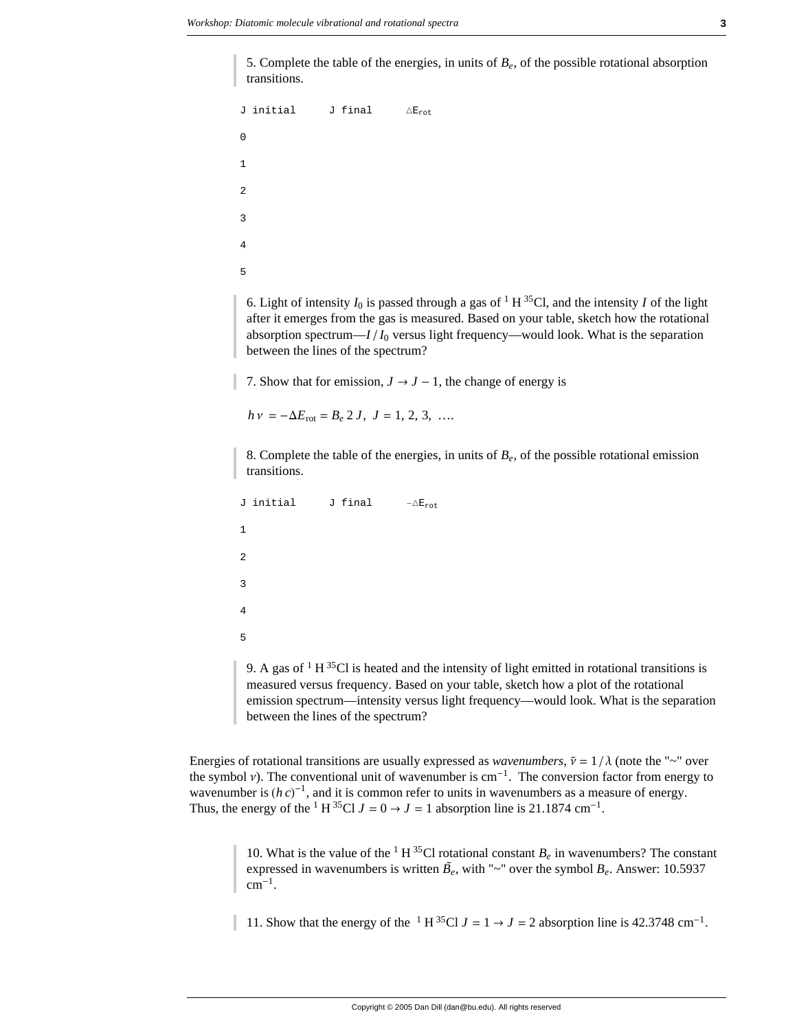5. Complete the table of the energies, in units of $B_e$, of the possible rotational absorption transitions.

| J initial | J final | $\Delta E_{rot}$ |
|---|---|---|
| 0 | | |
| 1 | | |
| 2 | | |
| 3 | | |
| 4 | | |
| 5 | | |

6. Light of intensity $I_0$ is passed through a gas of $^1$H $^{35}$Cl, and the intensity $I$ of the light after it emerges from the gas is measured. Based on your table, sketch how the rotational absorption spectrum—$I / I_0$ versus light frequency—would look. What is the separation between the lines of the spectrum?

7. Show that for emission, $J \to J - 1$, the change of energy is

$$h\nu = -\Delta E_{\text{rot}} = B_e\, 2\, J, \;\; J = 1, 2, 3, \; \ldots.$$

8. Complete the table of the energies, in units of $B_e$, of the possible rotational emission transitions.

| J initial | J final | $-\Delta E_{rot}$ |
|---|---|---|
| 1 | | |
| 2 | | |
| 3 | | |
| 4 | | |
| 5 | | |

9. A gas of $^1$H $^{35}$Cl is heated and the intensity of light emitted in rotational transitions is measured versus frequency. Based on your table, sketch how a plot of the rotational emission spectrum—intensity versus light frequency—would look. What is the separation between the lines of the spectrum?

Energies of rotational transitions are usually expressed as *wavenumbers*, $\tilde{\nu} = 1 / \lambda$ (note the "~" over the symbol $\nu$). The conventional unit of wavenumber is cm$^{-1}$. The conversion factor from energy to wavenumber is $(h\,c)^{-1}$, and it is common refer to units in wavenumbers as a measure of energy. Thus, the energy of the $^1$H $^{35}$Cl $J = 0 \to J = 1$ absorption line is 21.1874 cm$^{-1}$.

10. What is the value of the $^1$H $^{35}$Cl rotational constant $B_e$ in wavenumbers? The constant expressed in wavenumbers is written $\tilde{B}_e$, with "~" over the symbol $B_e$. Answer: 10.5937 cm$^{-1}$.

11. Show that the energy of the $^1$H $^{35}$Cl $J = 1 \to J = 2$ absorption line is 42.3748 cm$^{-1}$.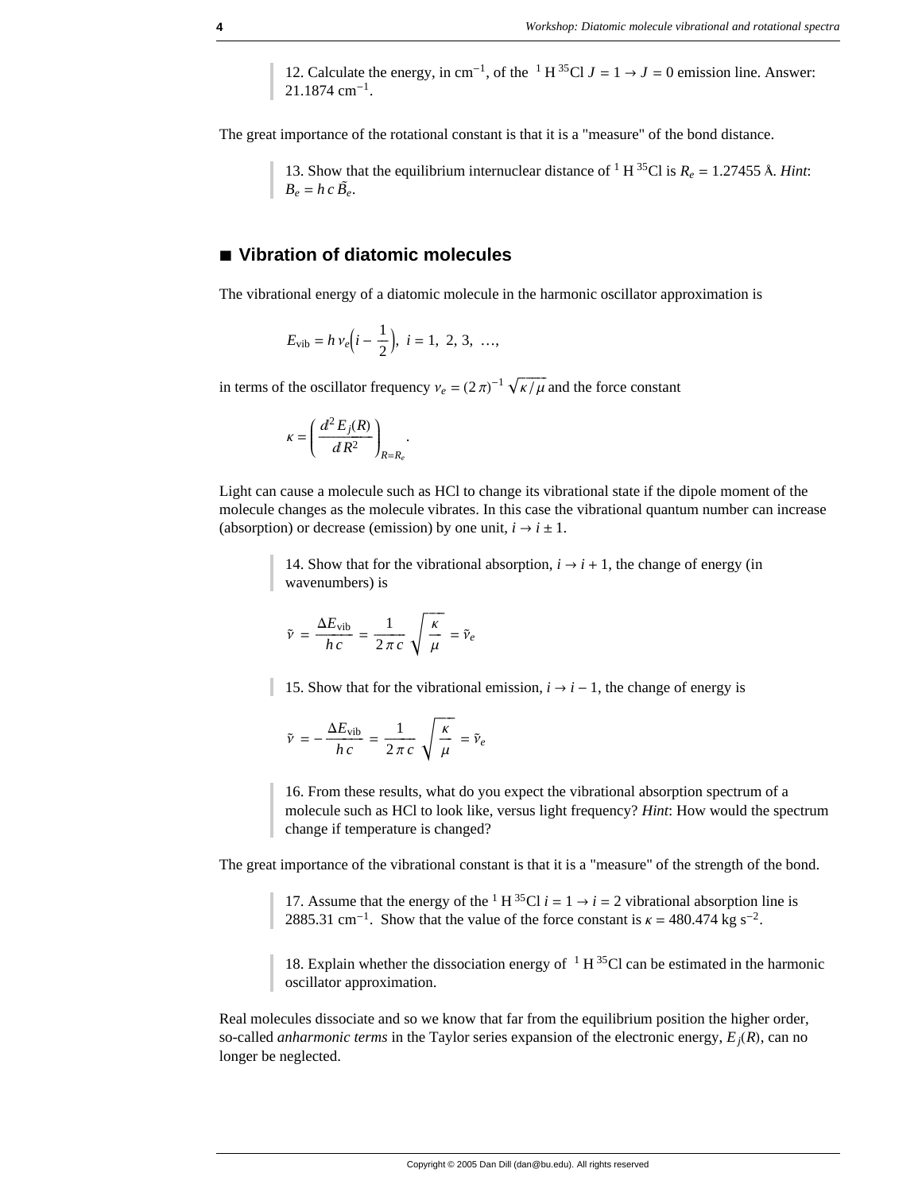12. Calculate the energy, in cm$^{-1}$, of the $^{1}H^{35}Cl$ $J = 1 \to J = 0$ emission line. Answer: 21.1874 cm$^{-1}$.

The great importance of the rotational constant is that it is a "measure" of the bond distance.

13. Show that the equilibrium internuclear distance of $^{1}H^{35}Cl$ is $R_e = 1.27455$ Å. *Hint*: $B_e = h\,c\,\tilde{B}_e$.

## ■ Vibration of diatomic molecules

The vibrational energy of a diatomic molecule in the harmonic oscillator approximation is

$$E_{\text{vib}} = h\,\nu_e\left(i - \frac{1}{2}\right),\ \ i = 1,\ 2,\ 3,\ \ldots,$$

in terms of the oscillator frequency $\nu_e = (2\,\pi)^{-1}\sqrt{\kappa/\mu}$ and the force constant

$$\kappa = \left(\frac{d^2 E_j(R)}{d R^2}\right)_{R=R_e}.$$

Light can cause a molecule such as HCl to change its vibrational state if the dipole moment of the molecule changes as the molecule vibrates. In this case the vibrational quantum number can increase (absorption) or decrease (emission) by one unit, $i \to i \pm 1$.

14. Show that for the vibrational absorption, $i \to i + 1$, the change of energy (in wavenumbers) is

$$\tilde{\nu} = \frac{\Delta E_{\text{vib}}}{h\,c} = \frac{1}{2\,\pi\,c}\sqrt{\frac{\kappa}{\mu}} = \tilde{\nu}_e$$

15. Show that for the vibrational emission, $i \to i - 1$, the change of energy is

$$\tilde{\nu} = -\frac{\Delta E_{\text{vib}}}{h\,c} = \frac{1}{2\,\pi\,c}\sqrt{\frac{\kappa}{\mu}} = \tilde{\nu}_e$$

16. From these results, what do you expect the vibrational absorption spectrum of a molecule such as HCl to look like, versus light frequency? *Hint*: How would the spectrum change if temperature is changed?

The great importance of the vibrational constant is that it is a "measure" of the strength of the bond.

17. Assume that the energy of the $^{1}H^{35}Cl$ $i = 1 \to i = 2$ vibrational absorption line is 2885.31 cm$^{-1}$. Show that the value of the force constant is $\kappa = 480.474$ kg s$^{-2}$.

18. Explain whether the dissociation energy of $^{1}H^{35}Cl$ can be estimated in the harmonic oscillator approximation.

Real molecules dissociate and so we know that far from the equilibrium position the higher order, so-called *anharmonic terms* in the Taylor series expansion of the electronic energy, $E_j(R)$, can no longer be neglected.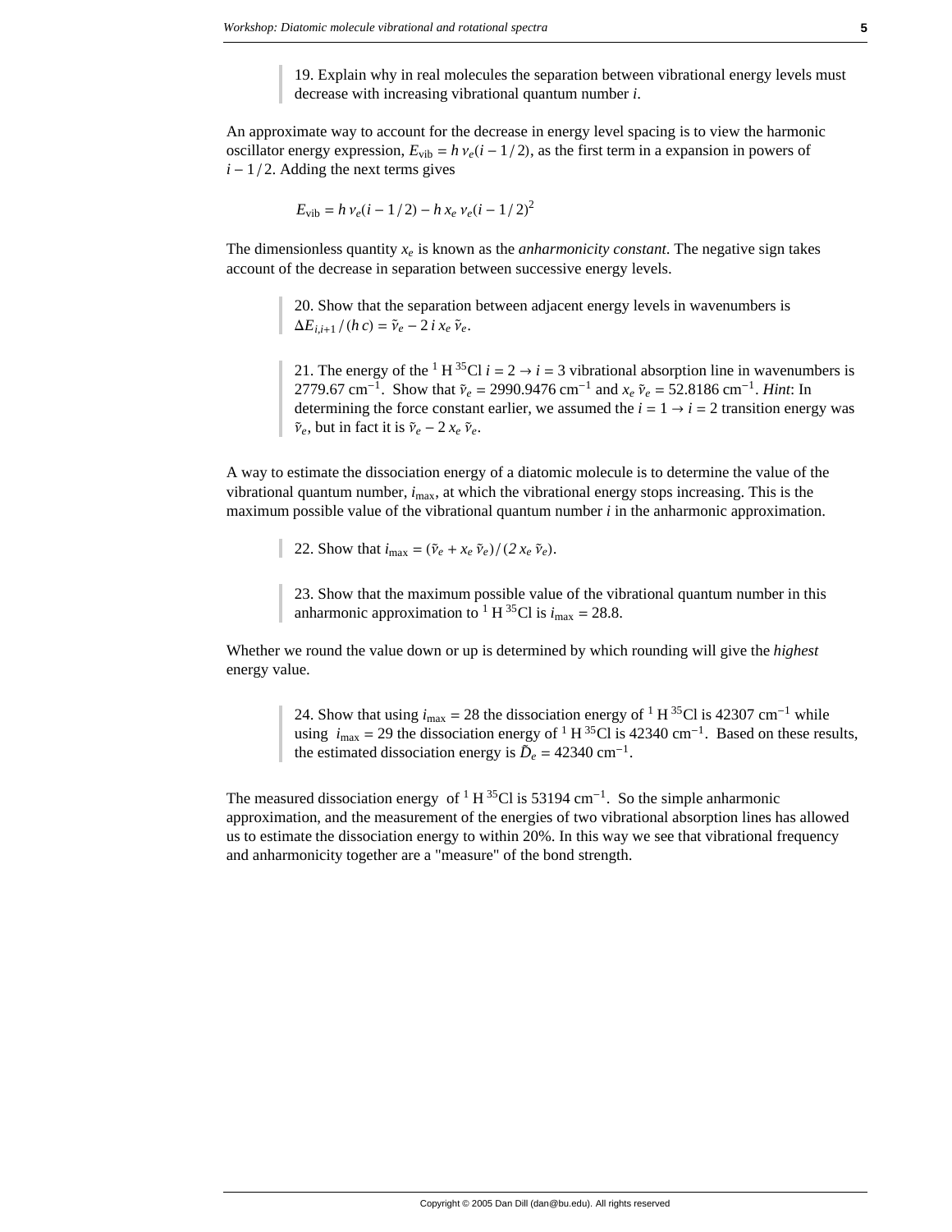19. Explain why in real molecules the separation between vibrational energy levels must decrease with increasing vibrational quantum number $i$.

An approximate way to account for the decrease in energy level spacing is to view the harmonic oscillator energy expression, $E_{\text{vib}} = h\,\nu_e(i - 1/2)$, as the first term in a expansion in powers of $i - 1/2$. Adding the next terms gives

$$E_{\text{vib}} = h\,\nu_e(i - 1/2) - h\,x_e\,\nu_e(i - 1/2)^2$$

The dimensionless quantity $x_e$ is known as the *anharmonicity constant*. The negative sign takes account of the decrease in separation between successive energy levels.

20. Show that the separation between adjacent energy levels in wavenumbers is $\Delta E_{i,i+1}/(h\,c) = \tilde{\nu}_e - 2\,i\,x_e\,\tilde{\nu}_e$.

21. The energy of the $^{1}H\,^{35}Cl$ $i = 2 \to i = 3$ vibrational absorption line in wavenumbers is 2779.67 cm$^{-1}$. Show that $\tilde{\nu}_e = 2990.9476$ cm$^{-1}$ and $x_e\,\tilde{\nu}_e = 52.8186$ cm$^{-1}$. *Hint*: In determining the force constant earlier, we assumed the $i = 1 \to i = 2$ transition energy was $\tilde{\nu}_e$, but in fact it is $\tilde{\nu}_e - 2\,x_e\,\tilde{\nu}_e$.

A way to estimate the dissociation energy of a diatomic molecule is to determine the value of the vibrational quantum number, $i_{\max}$, at which the vibrational energy stops increasing. This is the maximum possible value of the vibrational quantum number $i$ in the anharmonic approximation.

22. Show that $i_{\max} = (\tilde{\nu}_e + x_e\,\tilde{\nu}_e)/(2\,x_e\,\tilde{\nu}_e)$.

23. Show that the maximum possible value of the vibrational quantum number in this anharmonic approximation to $^{1}H\,^{35}Cl$ is $i_{\max} = 28.8$.

Whether we round the value down or up is determined by which rounding will give the *highest* energy value.

24. Show that using $i_{\max} = 28$ the dissociation energy of $^{1}H\,^{35}Cl$ is 42307 cm$^{-1}$ while using $i_{\max} = 29$ the dissociation energy of $^{1}H\,^{35}Cl$ is 42340 cm$^{-1}$. Based on these results, the estimated dissociation energy is $\tilde{D}_e = 42340$ cm$^{-1}$.

The measured dissociation energy of $^{1}H\,^{35}Cl$ is 53194 cm$^{-1}$. So the simple anharmonic approximation, and the measurement of the energies of two vibrational absorption lines has allowed us to estimate the dissociation energy to within 20%. In this way we see that vibrational frequency and anharmonicity together are a "measure" of the bond strength.